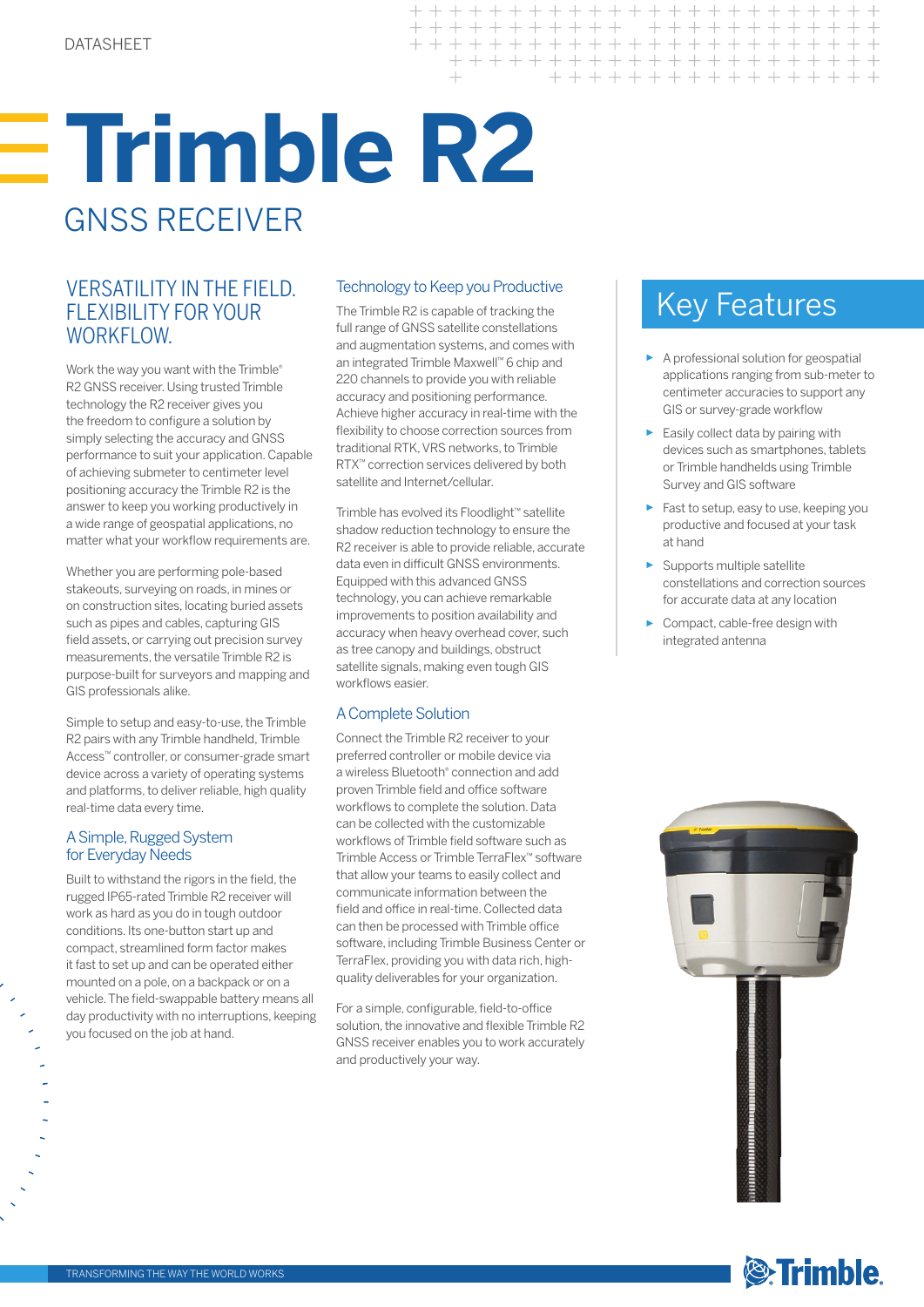DATASHEET

# Trimble R2

## GNSS RECEIVER

### VERSATILITY IN THE FIELD. FLEXIBILITY FOR YOUR WORKFLOW.

Work the way you want with the Trimble® R2 GNSS receiver. Using trusted Trimble technology the R2 receiver gives you the freedom to configure a solution by simply selecting the accuracy and GNSS performance to suit your application. Capable of achieving submeter to centimeter level positioning accuracy the Trimble R2 is the answer to keep you working productively in a wide range of geospatial applications, no matter what your workflow requirements are.

Whether you are performing pole-based stakeouts, surveying on roads, in mines or on construction sites, locating buried assets such as pipes and cables, capturing GIS field assets, or carrying out precision survey measurements, the versatile Trimble R2 is purpose-built for surveyors and mapping and GIS professionals alike.

Simple to setup and easy-to-use, the Trimble R2 pairs with any Trimble handheld, Trimble Access™ controller, or consumer-grade smart device across a variety of operating systems and platforms, to deliver reliable, high quality real-time data every time.

### A Simple, Rugged System for Everyday Needs

Built to withstand the rigors in the field, the rugged IP65-rated Trimble R2 receiver will work as hard as you do in tough outdoor conditions. Its one-button start up and compact, streamlined form factor makes it fast to set up and can be operated either mounted on a pole, on a backpack or on a vehicle. The field-swappable battery means all day productivity with no interruptions, keeping you focused on the job at hand.

### Technology to Keep you Productive

The Trimble R2 is capable of tracking the full range of GNSS satellite constellations and augmentation systems, and comes with an integrated Trimble Maxwell™ 6 chip and 220 channels to provide you with reliable accuracy and positioning performance. Achieve higher accuracy in real-time with the flexibility to choose correction sources from traditional RTK, VRS networks, to Trimble RTX™ correction services delivered by both satellite and Internet/cellular.

Trimble has evolved its Floodlight™ satellite shadow reduction technology to ensure the R2 receiver is able to provide reliable, accurate data even in difficult GNSS environments. Equipped with this advanced GNSS technology, you can achieve remarkable improvements to position availability and accuracy when heavy overhead cover, such as tree canopy and buildings, obstruct satellite signals, making even tough GIS workflows easier.

### A Complete Solution

Connect the Trimble R2 receiver to your preferred controller or mobile device via a wireless Bluetooth® connection and add proven Trimble field and office software workflows to complete the solution. Data can be collected with the customizable workflows of Trimble field software such as Trimble Access or Trimble TerraFlex™ software that allow your teams to easily collect and communicate information between the field and office in real-time. Collected data can then be processed with Trimble office software, including Trimble Business Center or TerraFlex, providing you with data rich, high-quality deliverables for your organization.

For a simple, configurable, field-to-office solution, the innovative and flexible Trimble R2 GNSS receiver enables you to work accurately and productively your way.

## Key Features

- A professional solution for geospatial applications ranging from sub-meter to centimeter accuracies to support any GIS or survey-grade workflow
- Easily collect data by pairing with devices such as smartphones, tablets or Trimble handhelds using Trimble Survey and GIS software
- Fast to setup, easy to use, keeping you productive and focused at your task at hand
- Supports multiple satellite constellations and correction sources for accurate data at any location
- Compact, cable-free design with integrated antenna

TRANSFORMING THE WAY THE WORLD WORKS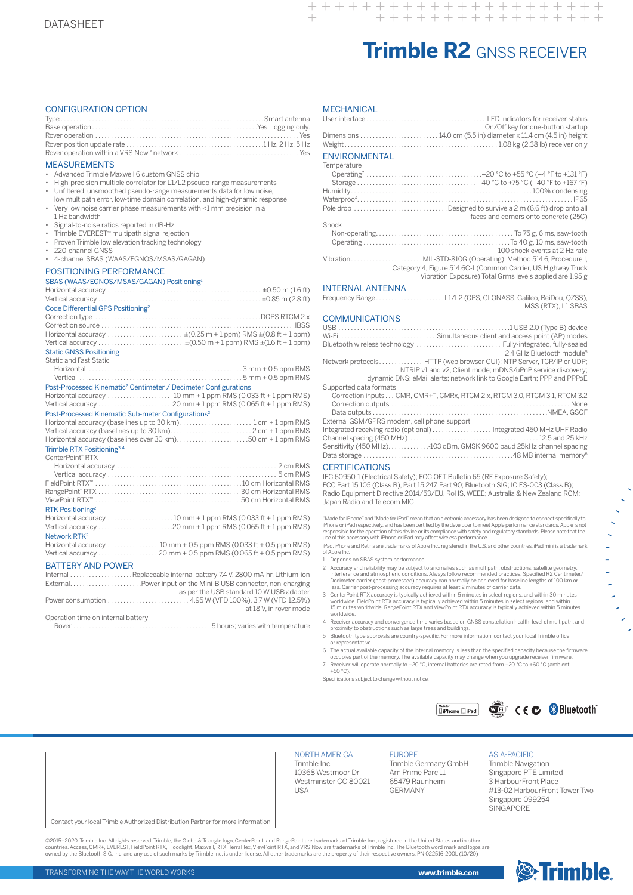DATASHEET

# Trimble R2 GNSS RECEIVER

## CONFIGURATION OPTION

Type .......... Smart antenna
Base operation .......... Yes. Logging only.
Rover operation .......... Yes
Rover position update rate .......... 1 Hz, 2 Hz, 5 Hz
Rover operation within a VRS Now™ network .......... Yes

## MEASUREMENTS

- Advanced Trimble Maxwell 6 custom GNSS chip
- High-precision multiple correlator for L1/L2 pseudo-range measurements
- Unfiltered, unsmoothed pseudo-range measurements data for low noise, low multipath error, low-time domain correlation, and high-dynamic response
- Very low noise carrier phase measurements with <1 mm precision in a 1 Hz bandwidth
- Signal-to-noise ratios reported in dB-Hz
- Trimble EVEREST™ multipath signal rejection
- Proven Trimble low elevation tracking technology
- 220-channel GNSS
- 4-channel SBAS (WAAS/EGNOS/MSAS/GAGAN)

## POSITIONING PERFORMANCE

### SBAS (WAAS/EGNOS/MSAS/GAGAN) Positioning[1]

Horizontal accuracy .......... ±0.50 m (1.6 ft)
Vertical accuracy .......... ±0.85 m (2.8 ft)

### Code Differential GPS Positioning[2]

Correction type .......... DGPS RTCM 2.x
Correction source .......... IBSS
Horizontal accuracy .......... ±(0.25 m + 1 ppm) RMS ±(0.8 ft + 1 ppm)
Vertical accuracy .......... ±(0.50 m + 1 ppm) RMS ±(1.6 ft + 1 ppm)

### Static GNSS Positioning

Static and Fast Static
Horizontal .......... 3 mm + 0.5 ppm RMS
Vertical .......... 5 mm + 0.5 ppm RMS

### Post-Processed Kinematic[2] Centimeter / Decimeter Configurations

Horizontal accuracy .......... 10 mm + 1 ppm RMS (0.033 ft + 1 ppm RMS)
Vertical accuracy .......... 20 mm + 1 ppm RMS (0.065 ft + 1 ppm RMS)

### Post-Processed Kinematic Sub-meter Configurations[2]

Horizontal accuracy (baselines up to 30 km) .......... 1 cm + 1 ppm RMS
Vertical accuracy (baselines up to 30 km) .......... 2 cm + 1 ppm RMS
Horizontal accuracy (baselines over 30 km) .......... 50 cm + 1 ppm RMS

### Trimble RTX Positioning[3,4]

CenterPoint® RTX
Horizontal accuracy .......... 2 cm RMS
Vertical accuracy .......... 5 cm RMS
FieldPoint RTX™ .......... 10 cm Horizontal RMS
RangePoint® RTX .......... 30 cm Horizontal RMS
ViewPoint RTX™ .......... 50 cm Horizontal RMS

### RTK Positioning[2]

Horizontal accuracy .......... 10 mm + 1 ppm RMS (0.033 ft + 1 ppm RMS)
Vertical accuracy .......... 20 mm + 1 ppm RMS (0.065 ft + 1 ppm RMS)

### Network RTK[2]

Horizontal accuracy .......... 10 mm + 0.5 ppm RMS (0.033 ft + 0.5 ppm RMS)
Vertical accuracy .......... 20 mm + 0.5 ppm RMS (0.065 ft + 0.5 ppm RMS)

## BATTERY AND POWER

Internal .......... Replaceable internal battery 7.4 V, 2800 mA-hr, Lithium-ion
External .......... Power input on the Mini-B USB connector, non-charging as per the USB standard 10 W USB adapter
Power consumption .......... 4.95 W (VFD 100%), 3.7 W (VFD 12.5%) at 18 V, in rover mode

Operation time on internal battery
Rover .......... 5 hours; varies with temperature

## MECHANICAL

User interface .......... LED indicators for receiver status
On/Off key for one-button startup
Dimensions .......... 14.0 cm (5.5 in) diameter x 11.4 cm (4.5 in) height
Weight .......... 1.08 kg (2.38 lb) receiver only

## ENVIRONMENTAL

Temperature
Operating[7] .......... −20 °C to +55 °C (−4 °F to +131 °F)
Storage .......... −40 °C to +75 °C (−40 °F to +167 °F)
Humidity .......... 100% condensing
Waterproof .......... IP65
Pole drop .......... Designed to survive a 2 m (6.6 ft) drop onto all faces and corners onto concrete (25C)

Shock
Non-operating .......... To 75 g, 6 ms, saw-tooth
Operating .......... To 40 g, 10 ms, saw-tooth
100 shock events at 2 Hz rate
Vibration .......... MIL-STD-810G (Operating), Method 514.6, Procedure I, Category 4, Figure 514.6C-1 (Common Carrier, US Highway Truck Vibration Exposure) Total Grms levels applied are 1.95 g

## INTERNAL ANTENNA

Frequency Range .......... L1/L2 (GPS, GLONASS, Galileo, BeiDou, QZSS), MSS (RTX), L1 SBAS

## COMMUNICATIONS

USB .......... 1 USB 2.0 (Type B) device
Wi-Fi .......... Simultaneous client and access point (AP) modes
Bluetooth wireless technology .......... Fully-integrated, fully-sealed 2.4 GHz Bluetooth module[5]
Network protocols .......... HTTP (web browser GUI); NTP Server, TCP/IP or UDP; NTRIP v1 and v2, Client mode; mDNS/uPnP service discovery; dynamic DNS; eMail alerts; network link to Google Earth; PPP and PPPoE

Supported data formats
Correction inputs ... CMR, CMR+™, CMRx, RTCM 2.x, RTCM 3.0, RTCM 3.1, RTCM 3.2
Correction outputs .......... None
Data outputs .......... NMEA, GSOF
External GSM/GPRS modem, cell phone support
Integrated receiving radio (optional) .......... Integrated 450 MHz UHF Radio
Channel spacing (450 MHz) .......... 12.5 and 25 kHz
Sensitivity (450 MHz) .......... -103 dBm, GMSK 9600 baud 25kHz channel spacing
Data storage .......... 48 MB internal memory[6]

## CERTIFICATIONS

IEC 60950-1 (Electrical Safety); FCC OET Bulletin 65 (RF Exposure Safety); FCC Part 15.105 (Class B), Part 15.247, Part 90; Bluetooth SIG; IC ES-003 (Class B); Radio Equipment Directive 2014/53/EU, RoHS, WEEE; Australia & New Zealand RCM; Japan Radio and Telecom MIC

"Made for iPhone" and "Made for iPad" mean that an electronic accessory has been designed to connect specifically to iPhone or iPad respectively, and has been certified by the developer to meet Apple performance standards. Apple is not responsible for the operation of this device or its compliance with safety and regulatory standards. Please note that the use of this accessory with iPhone or iPad may affect wireless performance.

iPad, iPhone and Retina are trademarks of Apple Inc., registered in the U.S. and other countries. iPad mini is a trademark of Apple Inc.

1. Depends on SBAS system performance.
2. Accuracy and reliability may be subject to anomalies such as multipath, obstructions, satellite geometry, interference and atmospheric conditions. Always follow recommended practices. Specified Centimeter/Decimeter carrier (post-processed) accuracy can normally be achieved for baseline lengths of 100 km or less. Carrier post-processing accuracy requires at least 2 minutes of carrier data.
3. CenterPoint RTX accuracy is typically achieved within 5 minutes in select regions, and within 30 minutes worldwide. FieldPoint RTX accuracy is typically achieved within 5 minutes in select regions, and within 15 minutes worldwide. RangePoint RTX and ViewPoint RTX accuracy is typically achieved within 5 minutes worldwide.
4. Receiver accuracy and convergence time varies based on GNSS constellation health, level of multipath, and proximity to obstructions such as large trees and buildings.
5. Bluetooth type approvals are country-specific. For more information, contact your local Trimble office or representative.
6. The actual available capacity of the internal memory is less than the specified capacity because the firmware occupies part of the memory. The available capacity may change when you upgrade receiver firmware.
7. Receiver will operate normally to −20 °C, internal batteries are rated from −20 °C to +60 °C (ambient +50 °C).

Specifications subject to change without notice.

Contact your local Trimble Authorized Distribution Partner for more information

**NORTH AMERICA**
Trimble Inc.
10368 Westmoor Dr
Westminster CO 80021
USA

**EUROPE**
Trimble Germany GmbH
Am Prime Parc 11
65479 Raunheim
GERMANY

**ASIA-PACIFIC**
Trimble Navigation
Singapore PTE Limited
3 HarbourFront Place
#13-02 HarbourFront Tower Two
Singapore 099254
SINGAPORE

©2015–2020, Trimble Inc. All rights reserved. Trimble, the Globe & Triangle logo, CenterPoint, and RangePoint are trademarks of Trimble Inc., registered in the United States and in other countries. Access, CMR+, EVEREST, FieldPoint RTX, Floodlight, Maxwell, RTX, TerraFlex, ViewPoint RTX, and VRS Now are trademarks of Trimble Inc. The Bluetooth word mark and logos are owned by the Bluetooth SIG, Inc. and any use of such marks by Trimble Inc. is under license. All other trademarks are the property of their respective owners. PN 022516-200L (10/20)

TRANSFORMING THE WAY THE WORLD WORKS

www.trimble.com